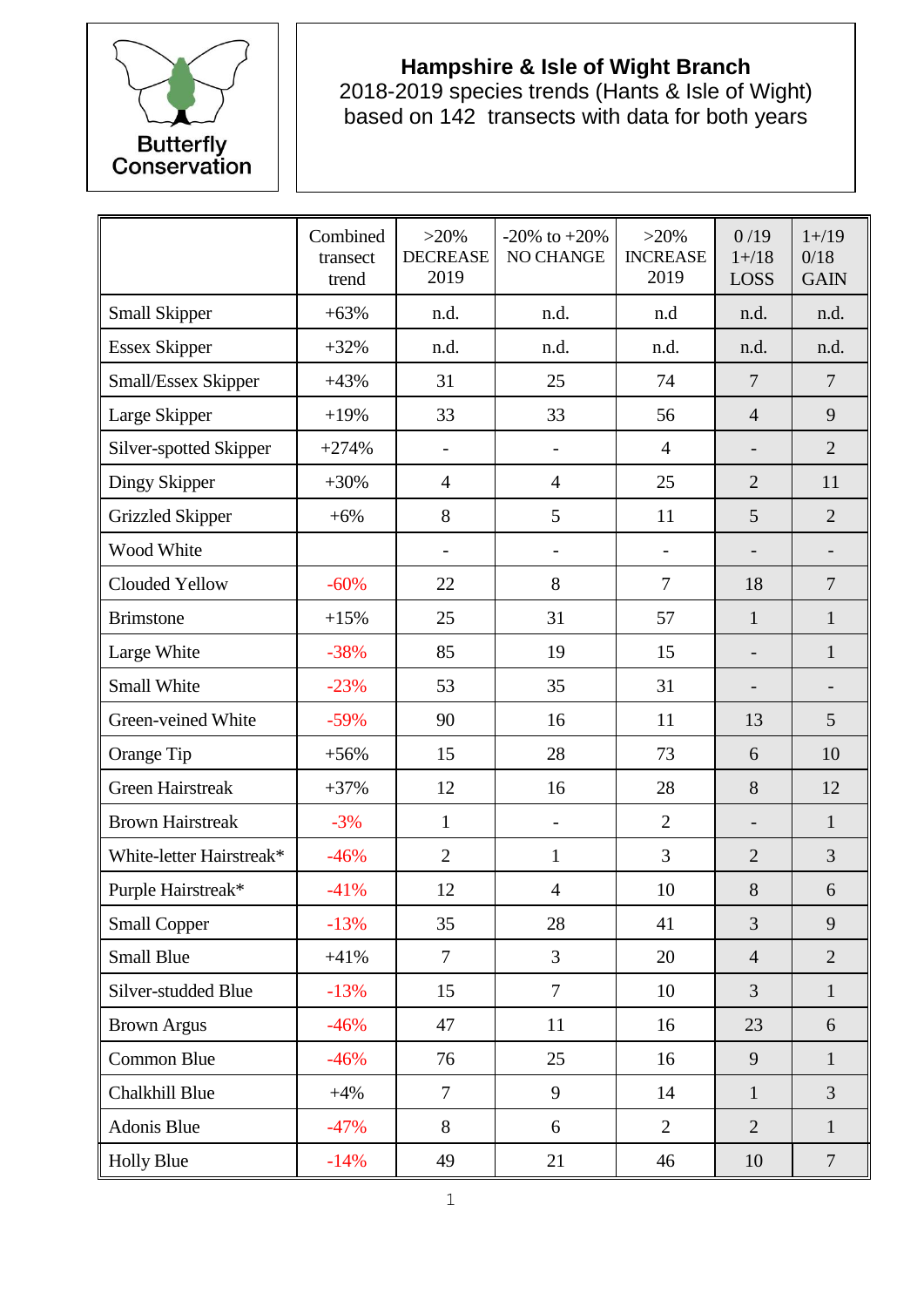Butterfly Conservation

**Hampshire & Isle of Wight Branch**
2018-2019 species trends (Hants & Isle of Wight)
based on 142 transects with data for both years

| | Combined transect trend | >20% DECREASE 2019 | -20% to +20% NO CHANGE | >20% INCREASE 2019 | 0 /19 1+/18 LOSS | 1+/19 0/18 GAIN |
|---|---|---|---|---|---|---|
| Small Skipper | +63% | n.d. | n.d. | n.d | n.d. | n.d. |
| Essex Skipper | +32% | n.d. | n.d. | n.d. | n.d. | n.d. |
| Small/Essex Skipper | +43% | 31 | 25 | 74 | 7 | 7 |
| Large Skipper | +19% | 33 | 33 | 56 | 4 | 9 |
| Silver-spotted Skipper | +274% | - | - | 4 | - | 2 |
| Dingy Skipper | +30% | 4 | 4 | 25 | 2 | 11 |
| Grizzled Skipper | +6% | 8 | 5 | 11 | 5 | 2 |
| Wood White | | - | - | - | - | - |
| Clouded Yellow | -60% | 22 | 8 | 7 | 18 | 7 |
| Brimstone | +15% | 25 | 31 | 57 | 1 | 1 |
| Large White | -38% | 85 | 19 | 15 | - | 1 |
| Small White | -23% | 53 | 35 | 31 | - | - |
| Green-veined White | -59% | 90 | 16 | 11 | 13 | 5 |
| Orange Tip | +56% | 15 | 28 | 73 | 6 | 10 |
| Green Hairstreak | +37% | 12 | 16 | 28 | 8 | 12 |
| Brown Hairstreak | -3% | 1 | - | 2 | - | 1 |
| White-letter Hairstreak* | -46% | 2 | 1 | 3 | 2 | 3 |
| Purple Hairstreak* | -41% | 12 | 4 | 10 | 8 | 6 |
| Small Copper | -13% | 35 | 28 | 41 | 3 | 9 |
| Small Blue | +41% | 7 | 3 | 20 | 4 | 2 |
| Silver-studded Blue | -13% | 15 | 7 | 10 | 3 | 1 |
| Brown Argus | -46% | 47 | 11 | 16 | 23 | 6 |
| Common Blue | -46% | 76 | 25 | 16 | 9 | 1 |
| Chalkhill Blue | +4% | 7 | 9 | 14 | 1 | 3 |
| Adonis Blue | -47% | 8 | 6 | 2 | 2 | 1 |
| Holly Blue | -14% | 49 | 21 | 46 | 10 | 7 |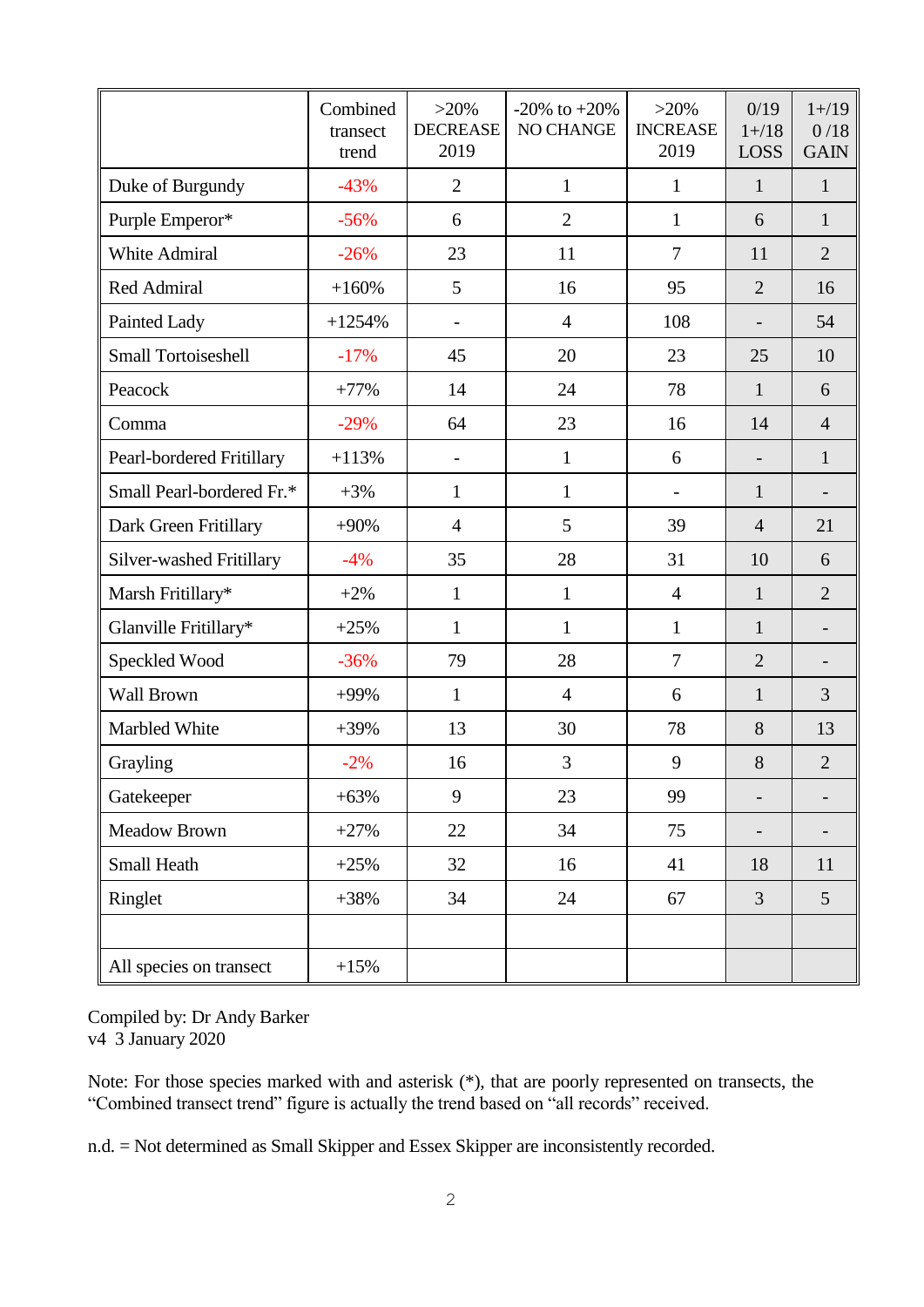| | Combined transect trend | >20% DECREASE 2019 | -20% to +20% NO CHANGE | >20% INCREASE 2019 | 0/19 1+/18 LOSS | 1+/19 0 /18 GAIN |
|---|---|---|---|---|---|---|
| Duke of Burgundy | -43% | 2 | 1 | 1 | 1 | 1 |
| Purple Emperor* | -56% | 6 | 2 | 1 | 6 | 1 |
| White Admiral | -26% | 23 | 11 | 7 | 11 | 2 |
| Red Admiral | +160% | 5 | 16 | 95 | 2 | 16 |
| Painted Lady | +1254% | - | 4 | 108 | - | 54 |
| Small Tortoiseshell | -17% | 45 | 20 | 23 | 25 | 10 |
| Peacock | +77% | 14 | 24 | 78 | 1 | 6 |
| Comma | -29% | 64 | 23 | 16 | 14 | 4 |
| Pearl-bordered Fritillary | +113% | - | 1 | 6 | - | 1 |
| Small Pearl-bordered Fr.* | +3% | 1 | 1 | - | 1 | - |
| Dark Green Fritillary | +90% | 4 | 5 | 39 | 4 | 21 |
| Silver-washed Fritillary | -4% | 35 | 28 | 31 | 10 | 6 |
| Marsh Fritillary* | +2% | 1 | 1 | 4 | 1 | 2 |
| Glanville Fritillary* | +25% | 1 | 1 | 1 | 1 | - |
| Speckled Wood | -36% | 79 | 28 | 7 | 2 | - |
| Wall Brown | +99% | 1 | 4 | 6 | 1 | 3 |
| Marbled White | +39% | 13 | 30 | 78 | 8 | 13 |
| Grayling | -2% | 16 | 3 | 9 | 8 | 2 |
| Gatekeeper | +63% | 9 | 23 | 99 | - | - |
| Meadow Brown | +27% | 22 | 34 | 75 | - | - |
| Small Heath | +25% | 32 | 16 | 41 | 18 | 11 |
| Ringlet | +38% | 34 | 24 | 67 | 3 | 5 |
| | | | | | | |
| All species on transect | +15% | | | | | |

Compiled by: Dr Andy Barker
v4 3 January 2020

Note: For those species marked with and asterisk (*), that are poorly represented on transects, the "Combined transect trend" figure is actually the trend based on "all records" received.

n.d. = Not determined as Small Skipper and Essex Skipper are inconsistently recorded.